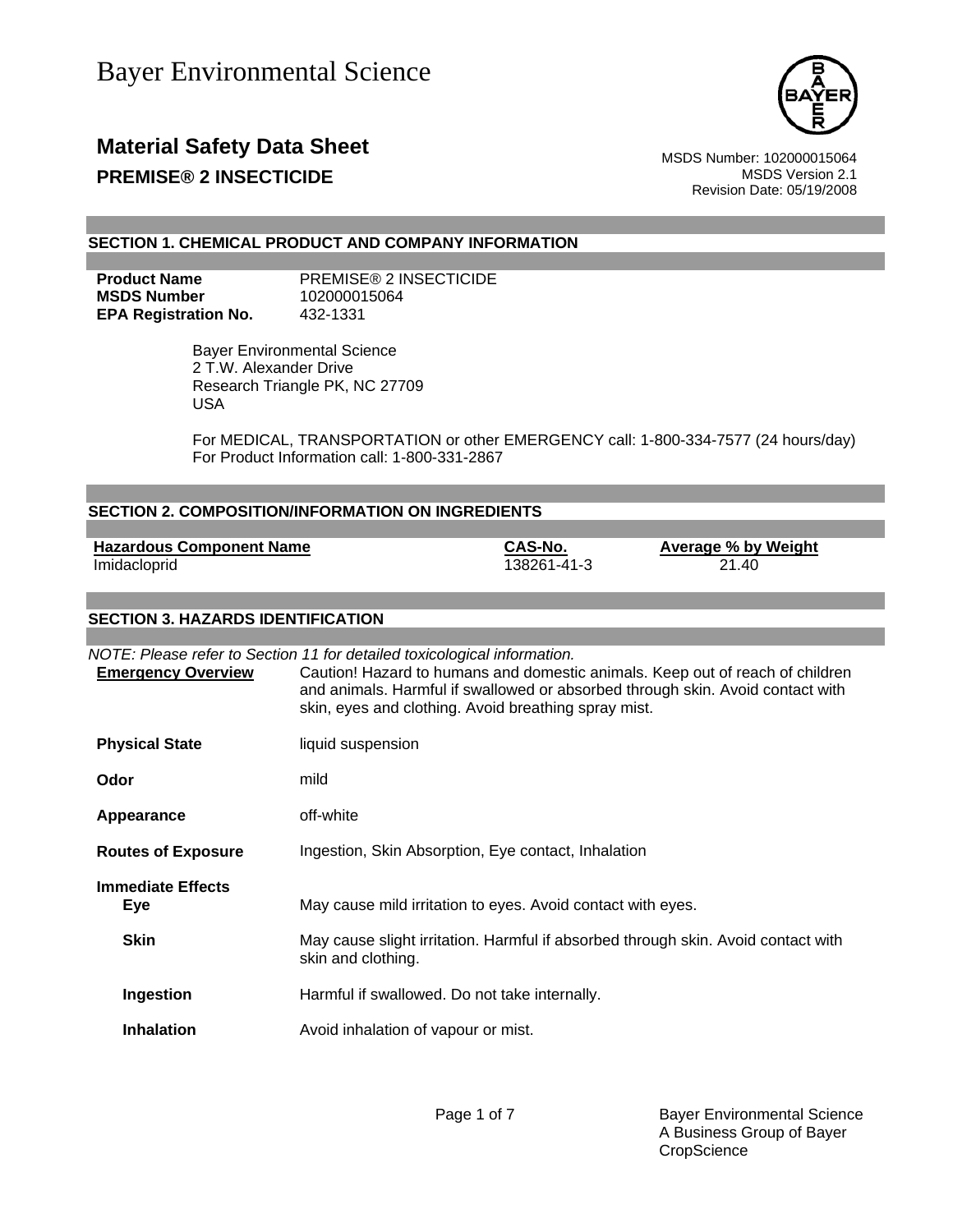# Bayer Environmental Science

## Material Safety Data Sheet

**PREMISE® 2 INSECTICIDE**

MSDS Number: 102000015064
MSDS Version 2.1
Revision Date: 05/19/2008

### SECTION 1. CHEMICAL PRODUCT AND COMPANY INFORMATION

**Product Name** PREMISE® 2 INSECTICIDE
**MSDS Number** 102000015064
**EPA Registration No.** 432-1331

Bayer Environmental Science
2 T.W. Alexander Drive
Research Triangle PK, NC 27709
USA

For MEDICAL, TRANSPORTATION or other EMERGENCY call: 1-800-334-7577 (24 hours/day)
For Product Information call: 1-800-331-2867

### SECTION 2. COMPOSITION/INFORMATION ON INGREDIENTS

| Hazardous Component Name | CAS-No. | Average % by Weight |
|---|---|---|
| Imidacloprid | 138261-41-3 | 21.40 |

### SECTION 3. HAZARDS IDENTIFICATION

*NOTE: Please refer to Section 11 for detailed toxicological information.*

**Emergency Overview**: Caution! Hazard to humans and domestic animals. Keep out of reach of children and animals. Harmful if swallowed or absorbed through skin. Avoid contact with skin, eyes and clothing. Avoid breathing spray mist.

**Physical State**: liquid suspension

**Odor**: mild

**Appearance**: off-white

**Routes of Exposure**: Ingestion, Skin Absorption, Eye contact, Inhalation

**Immediate Effects**

**Eye**: May cause mild irritation to eyes. Avoid contact with eyes.

**Skin**: May cause slight irritation. Harmful if absorbed through skin. Avoid contact with skin and clothing.

**Ingestion**: Harmful if swallowed. Do not take internally.

**Inhalation**: Avoid inhalation of vapour or mist.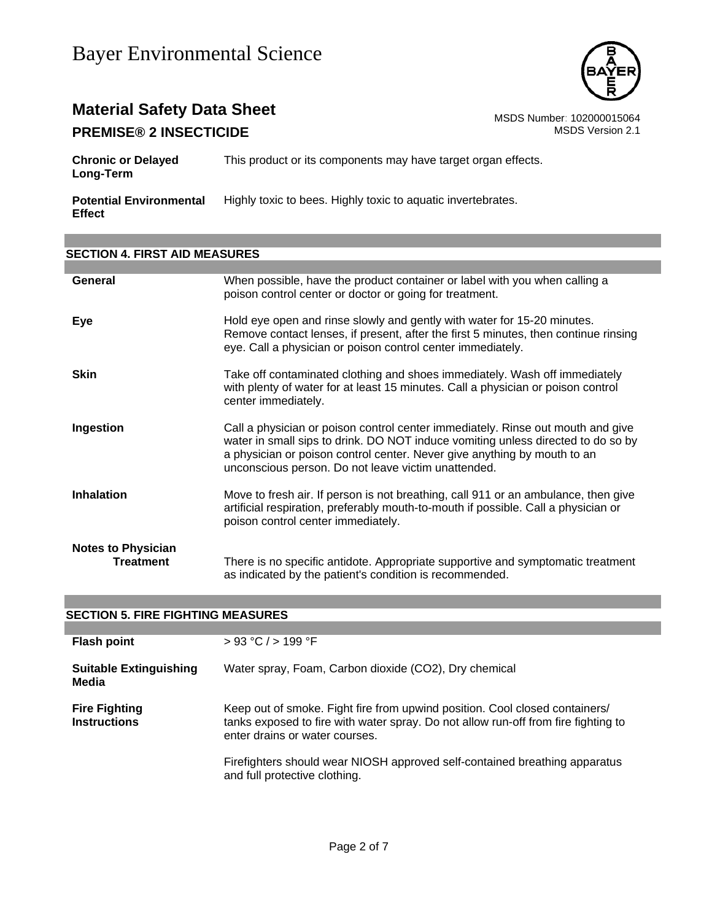| | |
|---|---|
| **Chronic or Delayed Long-Term** | This product or its components may have target organ effects. |
| **Potential Environmental Effect** | Highly toxic to bees. Highly toxic to aquatic invertebrates. |

## SECTION 4. FIRST AID MEASURES

| | |
|---|---|
| **General** | When possible, have the product container or label with you when calling a poison control center or doctor or going for treatment. |
| **Eye** | Hold eye open and rinse slowly and gently with water for 15-20 minutes. Remove contact lenses, if present, after the first 5 minutes, then continue rinsing eye. Call a physician or poison control center immediately. |
| **Skin** | Take off contaminated clothing and shoes immediately. Wash off immediately with plenty of water for at least 15 minutes. Call a physician or poison control center immediately. |
| **Ingestion** | Call a physician or poison control center immediately. Rinse out mouth and give water in small sips to drink. DO NOT induce vomiting unless directed to do so by a physician or poison control center. Never give anything by mouth to an unconscious person. Do not leave victim unattended. |
| **Inhalation** | Move to fresh air. If person is not breathing, call 911 or an ambulance, then give artificial respiration, preferably mouth-to-mouth if possible. Call a physician or poison control center immediately. |
| **Notes to Physician Treatment** | There is no specific antidote. Appropriate supportive and symptomatic treatment as indicated by the patient's condition is recommended. |

## SECTION 5. FIRE FIGHTING MEASURES

| | |
|---|---|
| **Flash point** | > 93 °C / > 199 °F |
| **Suitable Extinguishing Media** | Water spray, Foam, Carbon dioxide ($CO_2$), Dry chemical |
| **Fire Fighting Instructions** | Keep out of smoke. Fight fire from upwind position. Cool closed containers/ tanks exposed to fire with water spray. Do not allow run-off from fire fighting to enter drains or water courses.<br><br>Firefighters should wear NIOSH approved self-contained breathing apparatus and full protective clothing. |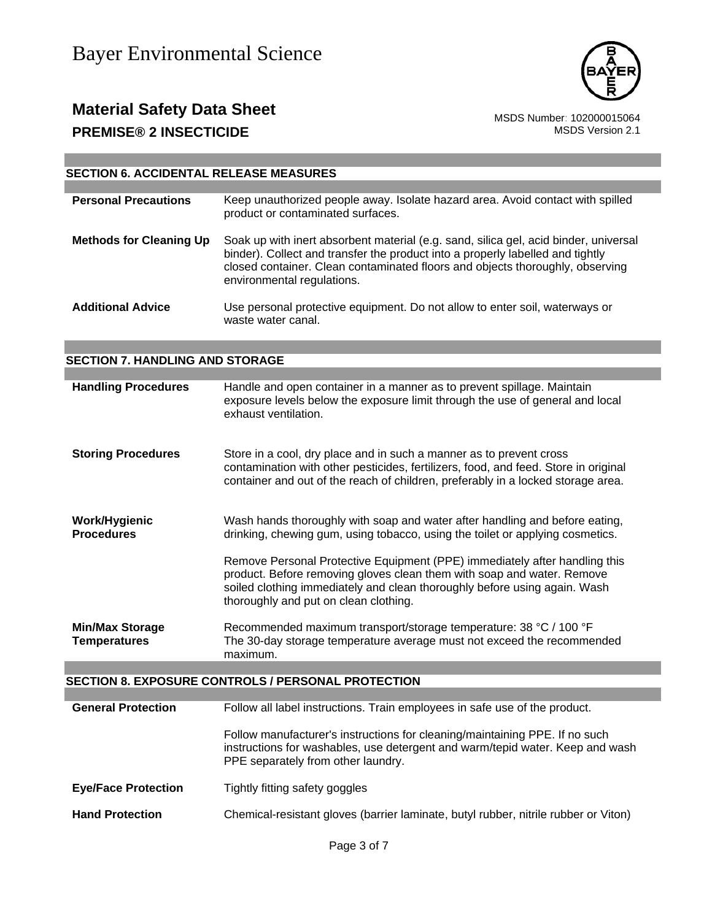## SECTION 6. ACCIDENTAL RELEASE MEASURES

**Personal Precautions**
Keep unauthorized people away. Isolate hazard area. Avoid contact with spilled product or contaminated surfaces.

**Methods for Cleaning Up**
Soak up with inert absorbent material (e.g. sand, silica gel, acid binder, universal binder). Collect and transfer the product into a properly labelled and tightly closed container. Clean contaminated floors and objects thoroughly, observing environmental regulations.

**Additional Advice**
Use personal protective equipment. Do not allow to enter soil, waterways or waste water canal.

## SECTION 7. HANDLING AND STORAGE

**Handling Procedures**
Handle and open container in a manner as to prevent spillage. Maintain exposure levels below the exposure limit through the use of general and local exhaust ventilation.

**Storing Procedures**
Store in a cool, dry place and in such a manner as to prevent cross contamination with other pesticides, fertilizers, food, and feed. Store in original container and out of the reach of children, preferably in a locked storage area.

**Work/Hygienic Procedures**
Wash hands thoroughly with soap and water after handling and before eating, drinking, chewing gum, using tobacco, using the toilet or applying cosmetics.

Remove Personal Protective Equipment (PPE) immediately after handling this product. Before removing gloves clean them with soap and water. Remove soiled clothing immediately and clean thoroughly before using again. Wash thoroughly and put on clean clothing.

**Min/Max Storage Temperatures**
Recommended maximum transport/storage temperature: 38 °C / 100 °F
The 30-day storage temperature average must not exceed the recommended maximum.

## SECTION 8. EXPOSURE CONTROLS / PERSONAL PROTECTION

**General Protection**
Follow all label instructions. Train employees in safe use of the product.

Follow manufacturer's instructions for cleaning/maintaining PPE. If no such instructions for washables, use detergent and warm/tepid water. Keep and wash PPE separately from other laundry.

**Eye/Face Protection**
Tightly fitting safety goggles

**Hand Protection**
Chemical-resistant gloves (barrier laminate, butyl rubber, nitrile rubber or Viton)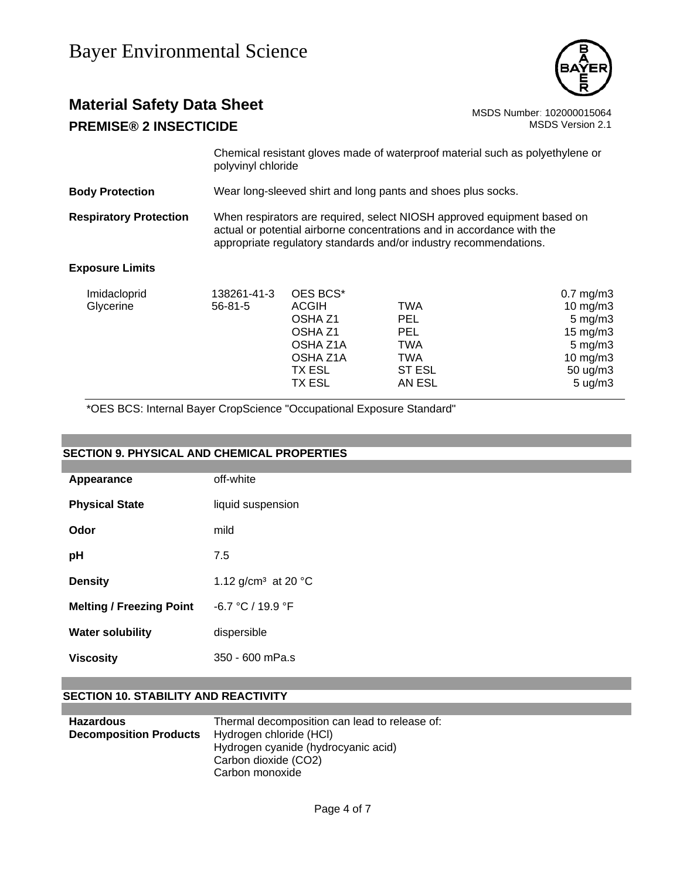Chemical resistant gloves made of waterproof material such as polyethylene or polyvinyl chloride

**Body Protection** Wear long-sleeved shirt and long pants and shoes plus socks.

**Respiratory Protection** When respirators are required, select NIOSH approved equipment based on actual or potential airborne concentrations and in accordance with the appropriate regulatory standards and/or industry recommendations.

**Exposure Limits**

| | | | | |
|---|---|---|---|---|
| Imidacloprid | 138261-41-3 | OES BCS* | | 0.7 mg/m3 |
| Glycerine | 56-81-5 | ACGIH | TWA | 10 mg/m3 |
| | | OSHA Z1 | PEL | 5 mg/m3 |
| | | OSHA Z1 | PEL | 15 mg/m3 |
| | | OSHA Z1A | TWA | 5 mg/m3 |
| | | OSHA Z1A | TWA | 10 mg/m3 |
| | | TX ESL | ST ESL | 50 ug/m3 |
| | | TX ESL | AN ESL | 5 ug/m3 |

*OES BCS: Internal Bayer CropScience "Occupational Exposure Standard"

## SECTION 9. PHYSICAL AND CHEMICAL PROPERTIES

| | |
|---|---|
| **Appearance** | off-white |
| **Physical State** | liquid suspension |
| **Odor** | mild |
| **pH** | 7.5 |
| **Density** | 1.12 g/cm³ at 20 °C |
| **Melting / Freezing Point** | -6.7 °C / 19.9 °F |
| **Water solubility** | dispersible |
| **Viscosity** | 350 - 600 mPa.s |

## SECTION 10. STABILITY AND REACTIVITY

**Hazardous Decomposition Products** Thermal decomposition can lead to release of:
Hydrogen chloride (HCl)
Hydrogen cyanide (hydrocyanic acid)
Carbon dioxide ($CO_2$)
Carbon monoxide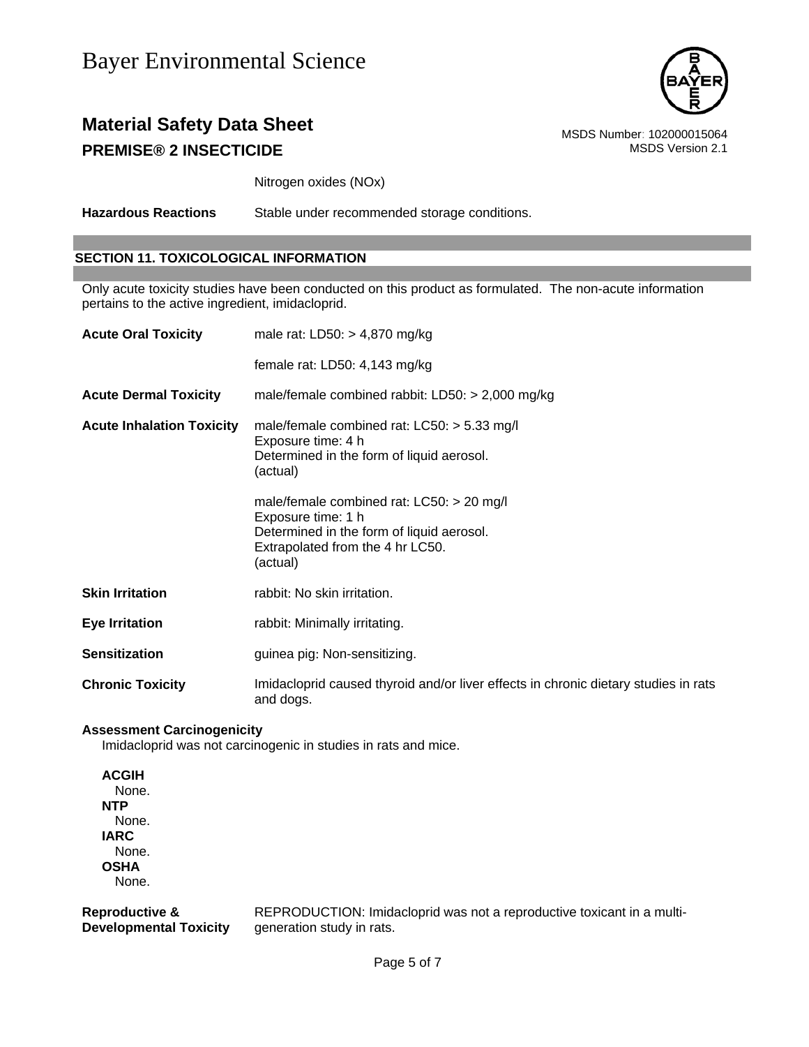| | |
|---|---|
| | Nitrogen oxides (NOx) |
| **Hazardous Reactions** | Stable under recommended storage conditions. |

## SECTION 11. TOXICOLOGICAL INFORMATION

Only acute toxicity studies have been conducted on this product as formulated. The non-acute information pertains to the active ingredient, imidacloprid.

| | |
|---|---|
| **Acute Oral Toxicity** | male rat: LD50: > 4,870 mg/kg |
| | female rat: LD50: 4,143 mg/kg |
| **Acute Dermal Toxicity** | male/female combined rabbit: LD50: > 2,000 mg/kg |
| **Acute Inhalation Toxicity** | male/female combined rat: LC50: > 5.33 mg/l<br>Exposure time: 4 h<br>Determined in the form of liquid aerosol.<br>(actual) |
| | male/female combined rat: LC50: > 20 mg/l<br>Exposure time: 1 h<br>Determined in the form of liquid aerosol.<br>Extrapolated from the 4 hr LC50.<br>(actual) |
| **Skin Irritation** | rabbit: No skin irritation. |
| **Eye Irritation** | rabbit: Minimally irritating. |
| **Sensitization** | guinea pig: Non-sensitizing. |
| **Chronic Toxicity** | Imidacloprid caused thyroid and/or liver effects in chronic dietary studies in rats and dogs. |

**Assessment Carcinogenicity**

Imidacloprid was not carcinogenic in studies in rats and mice.

**ACGIH**
None.
**NTP**
None.
**IARC**
None.
**OSHA**
None.

| | |
|---|---|
| **Reproductive & Developmental Toxicity** | REPRODUCTION: Imidacloprid was not a reproductive toxicant in a multi-generation study in rats. |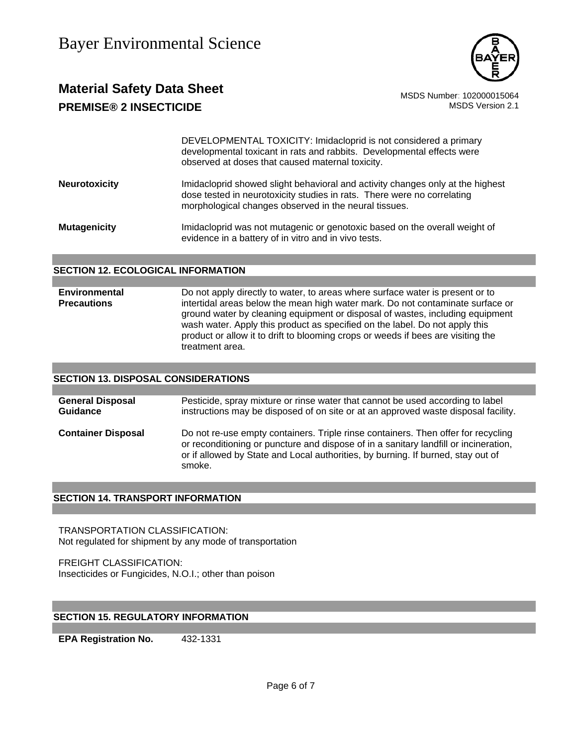DEVELOPMENTAL TOXICITY: Imidacloprid is not considered a primary developmental toxicant in rats and rabbits. Developmental effects were observed at doses that caused maternal toxicity.

**Neurotoxicity** Imidacloprid showed slight behavioral and activity changes only at the highest dose tested in neurotoxicity studies in rats. There were no correlating morphological changes observed in the neural tissues.

**Mutagenicity** Imidacloprid was not mutagenic or genotoxic based on the overall weight of evidence in a battery of in vitro and in vivo tests.

## SECTION 12. ECOLOGICAL INFORMATION

**Environmental Precautions** Do not apply directly to water, to areas where surface water is present or to intertidal areas below the mean high water mark. Do not contaminate surface or ground water by cleaning equipment or disposal of wastes, including equipment wash water. Apply this product as specified on the label. Do not apply this product or allow it to drift to blooming crops or weeds if bees are visiting the treatment area.

## SECTION 13. DISPOSAL CONSIDERATIONS

**General Disposal Guidance** Pesticide, spray mixture or rinse water that cannot be used according to label instructions may be disposed of on site or at an approved waste disposal facility.

**Container Disposal** Do not re-use empty containers. Triple rinse containers. Then offer for recycling or reconditioning or puncture and dispose of in a sanitary landfill or incineration, or if allowed by State and Local authorities, by burning. If burned, stay out of smoke.

## SECTION 14. TRANSPORT INFORMATION

TRANSPORTATION CLASSIFICATION:
Not regulated for shipment by any mode of transportation

FREIGHT CLASSIFICATION:
Insecticides or Fungicides, N.O.I.; other than poison

## SECTION 15. REGULATORY INFORMATION

**EPA Registration No.** 432-1331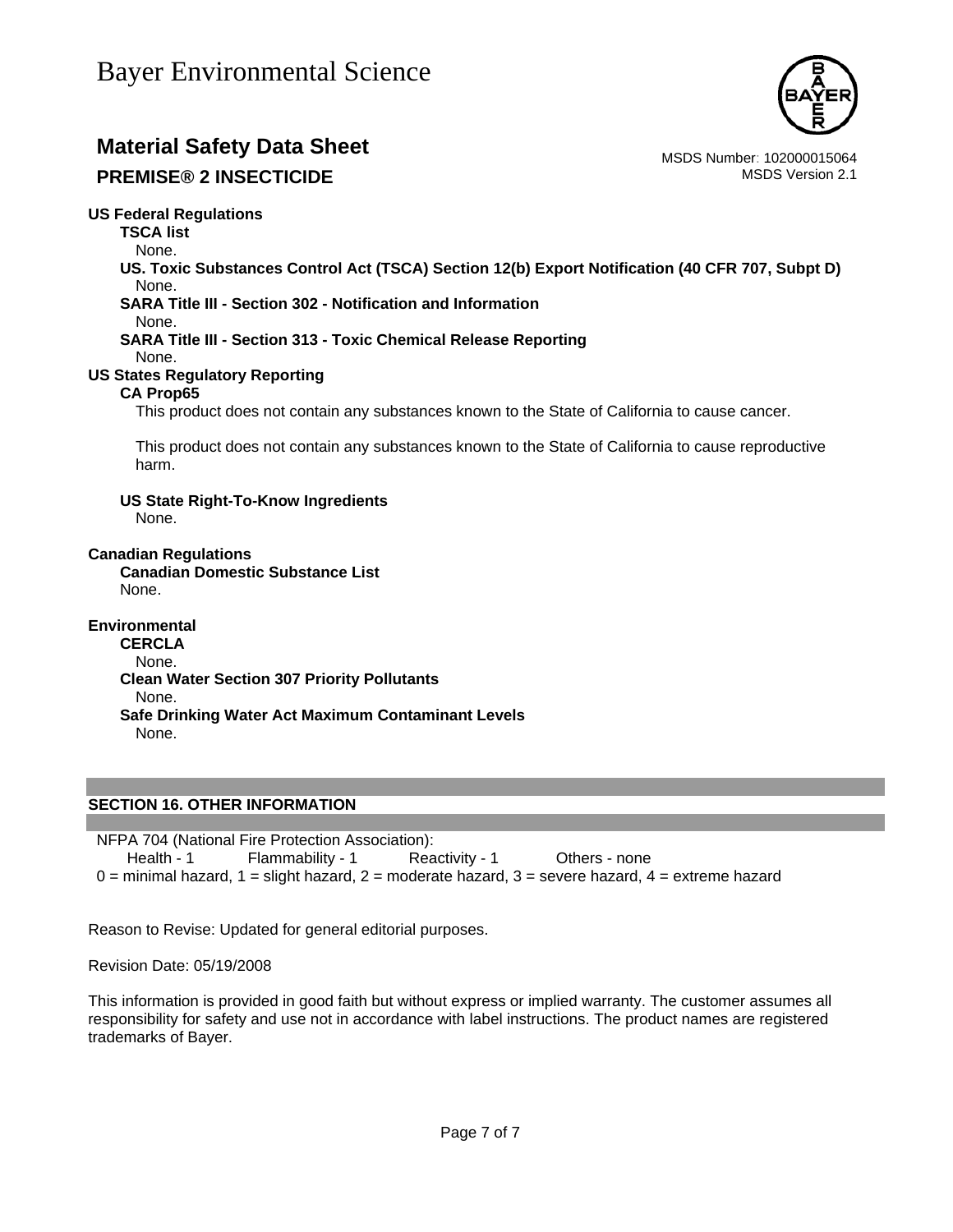**US Federal Regulations**

**TSCA list**

None.

**US. Toxic Substances Control Act (TSCA) Section 12(b) Export Notification (40 CFR 707, Subpt D)**

None.

**SARA Title III - Section 302 - Notification and Information**

None.

**SARA Title III - Section 313 - Toxic Chemical Release Reporting**

None.

**US States Regulatory Reporting**

**CA Prop65**

This product does not contain any substances known to the State of California to cause cancer.

This product does not contain any substances known to the State of California to cause reproductive harm.

**US State Right-To-Know Ingredients**

None.

**Canadian Regulations**

**Canadian Domestic Substance List**

None.

**Environmental**

**CERCLA**

None.

**Clean Water Section 307 Priority Pollutants**

None.

**Safe Drinking Water Act Maximum Contaminant Levels**

None.

## SECTION 16. OTHER INFORMATION

NFPA 704 (National Fire Protection Association):

Health - 1 Flammability - 1 Reactivity - 1 Others - none

0 = minimal hazard, 1 = slight hazard, 2 = moderate hazard, 3 = severe hazard, 4 = extreme hazard

Reason to Revise: Updated for general editorial purposes.

Revision Date: 05/19/2008

This information is provided in good faith but without express or implied warranty. The customer assumes all responsibility for safety and use not in accordance with label instructions. The product names are registered trademarks of Bayer.